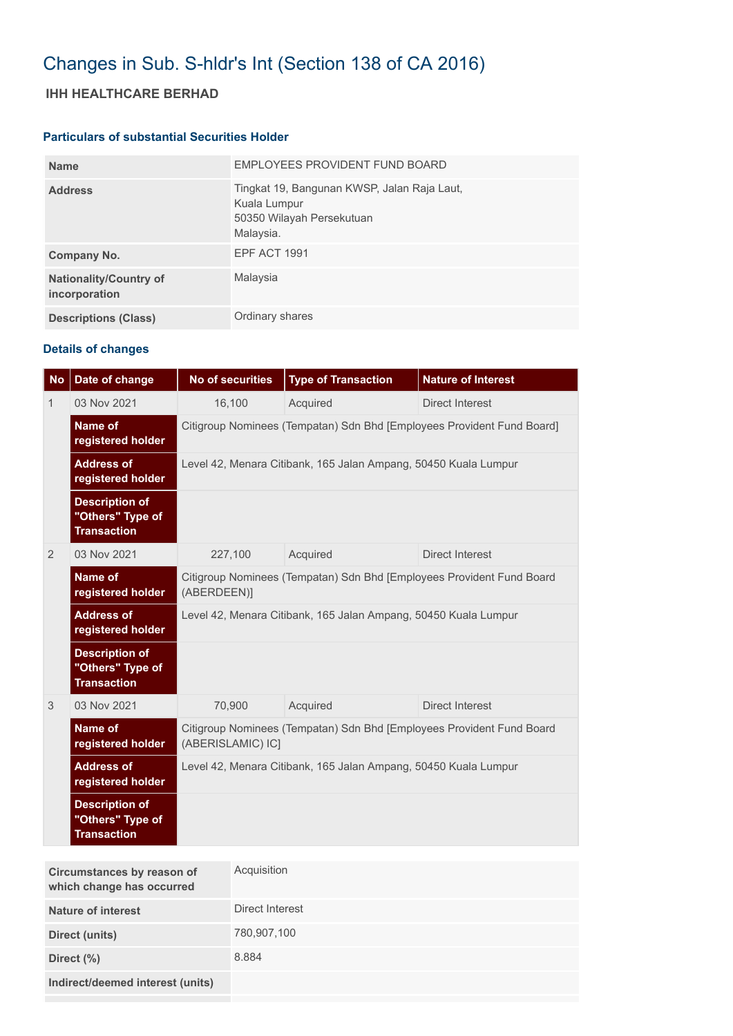# Changes in Sub. S-hldr's Int (Section 138 of CA 2016)

## IHH HEALTHCARE BERHAD

### Particulars of substantial Securities Holder

| | |
|---|---|
| **Name** | EMPLOYEES PROVIDENT FUND BOARD |
| **Address** | Tingkat 19, Bangunan KWSP, Jalan Raja Laut,<br>Kuala Lumpur<br>50350 Wilayah Persekutuan<br>Malaysia. |
| **Company No.** | EPF ACT 1991 |
| **Nationality/Country of incorporation** | Malaysia |
| **Descriptions (Class)** | Ordinary shares |

### Details of changes

| No | Date of change | No of securities | Type of Transaction | Nature of Interest |
|---|---|---|---|---|
| 1 | 03 Nov 2021 | 16,100 | Acquired | Direct Interest |
| | **Name of registered holder** | Citigroup Nominees (Tempatan) Sdn Bhd [Employees Provident Fund Board] | | |
| | **Address of registered holder** | Level 42, Menara Citibank, 165 Jalan Ampang, 50450 Kuala Lumpur | | |
| | **Description of "Others" Type of Transaction** | | | |
| 2 | 03 Nov 2021 | 227,100 | Acquired | Direct Interest |
| | **Name of registered holder** | Citigroup Nominees (Tempatan) Sdn Bhd [Employees Provident Fund Board (ABERDEEN)] | | |
| | **Address of registered holder** | Level 42, Menara Citibank, 165 Jalan Ampang, 50450 Kuala Lumpur | | |
| | **Description of "Others" Type of Transaction** | | | |
| 3 | 03 Nov 2021 | 70,900 | Acquired | Direct Interest |
| | **Name of registered holder** | Citigroup Nominees (Tempatan) Sdn Bhd [Employees Provident Fund Board (ABERISLAMIC) IC] | | |
| | **Address of registered holder** | Level 42, Menara Citibank, 165 Jalan Ampang, 50450 Kuala Lumpur | | |
| | **Description of "Others" Type of Transaction** | | | |

| | |
|---|---|
| **Circumstances by reason of which change has occurred** | Acquisition |
| **Nature of interest** | Direct Interest |
| **Direct (units)** | 780,907,100 |
| **Direct (%)** | 8.884 |
| **Indirect/deemed interest (units)** | |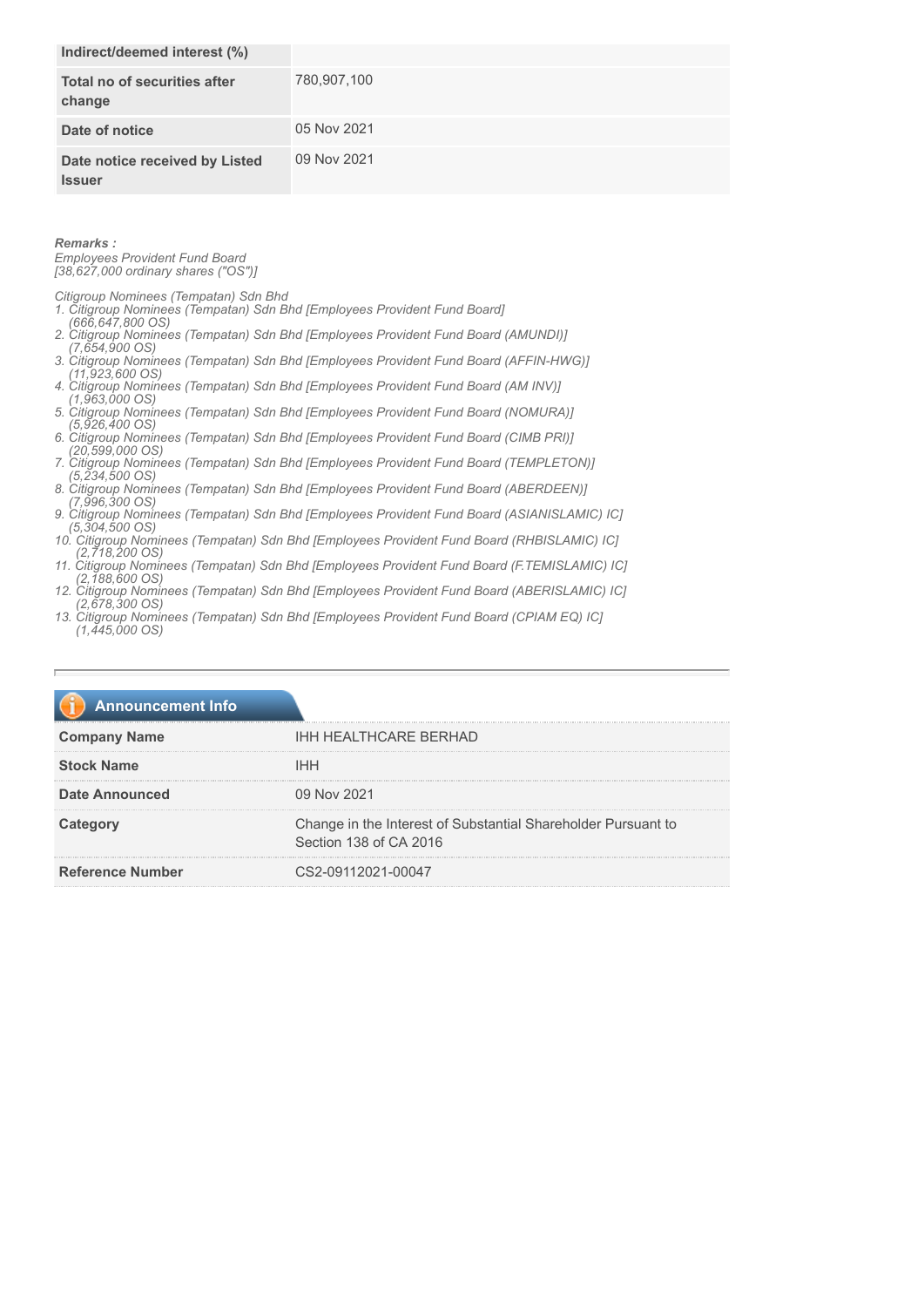| | |
|---|---|
| **Indirect/deemed interest (%)** | |
| **Total no of securities after change** | 780,907,100 |
| **Date of notice** | 05 Nov 2021 |
| **Date notice received by Listed Issuer** | 09 Nov 2021 |

***Remarks :***
*Employees Provident Fund Board*
*[38,627,000 ordinary shares ("OS")]*

*Citigroup Nominees (Tempatan) Sdn Bhd*
1. *Citigroup Nominees (Tempatan) Sdn Bhd [Employees Provident Fund Board] (666,647,800 OS)*
2. *Citigroup Nominees (Tempatan) Sdn Bhd [Employees Provident Fund Board (AMUNDI)] (7,654,900 OS)*
3. *Citigroup Nominees (Tempatan) Sdn Bhd [Employees Provident Fund Board (AFFIN-HWG)] (11,923,600 OS)*
4. *Citigroup Nominees (Tempatan) Sdn Bhd [Employees Provident Fund Board (AM INV)] (1,963,000 OS)*
5. *Citigroup Nominees (Tempatan) Sdn Bhd [Employees Provident Fund Board (NOMURA)] (5,926,400 OS)*
6. *Citigroup Nominees (Tempatan) Sdn Bhd [Employees Provident Fund Board (CIMB PRI)] (20,599,000 OS)*
7. *Citigroup Nominees (Tempatan) Sdn Bhd [Employees Provident Fund Board (TEMPLETON)] (5,234,500 OS)*
8. *Citigroup Nominees (Tempatan) Sdn Bhd [Employees Provident Fund Board (ABERDEEN)] (7,996,300 OS)*
9. *Citigroup Nominees (Tempatan) Sdn Bhd [Employees Provident Fund Board (ASIANISLAMIC) IC] (5,304,500 OS)*
10. *Citigroup Nominees (Tempatan) Sdn Bhd [Employees Provident Fund Board (RHBISLAMIC) IC] (2,718,200 OS)*
11. *Citigroup Nominees (Tempatan) Sdn Bhd [Employees Provident Fund Board (F.TEMISLAMIC) IC] (2,188,600 OS)*
12. *Citigroup Nominees (Tempatan) Sdn Bhd [Employees Provident Fund Board (ABERISLAMIC) IC] (2,678,300 OS)*
13. *Citigroup Nominees (Tempatan) Sdn Bhd [Employees Provident Fund Board (CPIAM EQ) IC] (1,445,000 OS)*

## Announcement Info

| | |
|---|---|
| **Company Name** | IHH HEALTHCARE BERHAD |
| **Stock Name** | IHH |
| **Date Announced** | 09 Nov 2021 |
| **Category** | Change in the Interest of Substantial Shareholder Pursuant to Section 138 of CA 2016 |
| **Reference Number** | CS2-09112021-00047 |